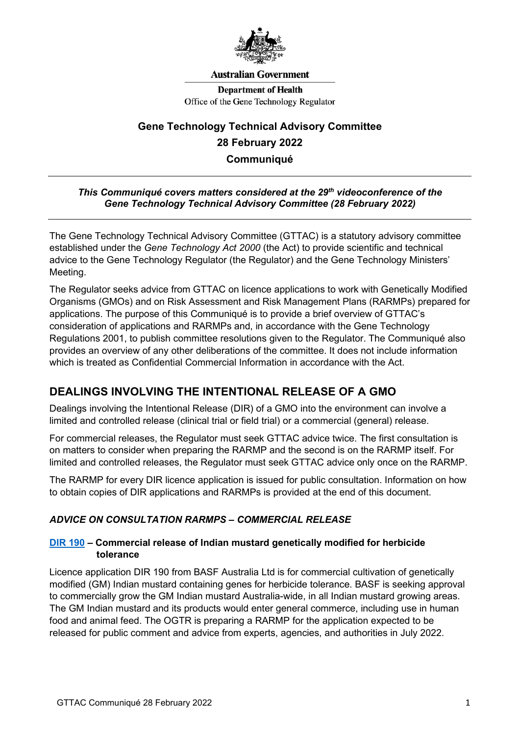**Australian Government**

**Department of Health**
Office of the Gene Technology Regulator

# Gene Technology Technical Advisory Committee

## 28 February 2022

## Communiqué

---

***This Communiqué covers matters considered at the 29th videoconference of the Gene Technology Technical Advisory Committee (28 February 2022)***

---

The Gene Technology Technical Advisory Committee (GTTAC) is a statutory advisory committee established under the *Gene Technology Act 2000* (the Act) to provide scientific and technical advice to the Gene Technology Regulator (the Regulator) and the Gene Technology Ministers' Meeting.

The Regulator seeks advice from GTTAC on licence applications to work with Genetically Modified Organisms (GMOs) and on Risk Assessment and Risk Management Plans (RARMPs) prepared for applications. The purpose of this Communiqué is to provide a brief overview of GTTAC's consideration of applications and RARMPs and, in accordance with the Gene Technology Regulations 2001, to publish committee resolutions given to the Regulator. The Communiqué also provides an overview of any other deliberations of the committee. It does not include information which is treated as Confidential Commercial Information in accordance with the Act.

## DEALINGS INVOLVING THE INTENTIONAL RELEASE OF A GMO

Dealings involving the Intentional Release (DIR) of a GMO into the environment can involve a limited and controlled release (clinical trial or field trial) or a commercial (general) release.

For commercial releases, the Regulator must seek GTTAC advice twice. The first consultation is on matters to consider when preparing the RARMP and the second is on the RARMP itself. For limited and controlled releases, the Regulator must seek GTTAC advice only once on the RARMP.

The RARMP for every DIR licence application is issued for public consultation. Information on how to obtain copies of DIR applications and RARMPs is provided at the end of this document.

### *ADVICE ON CONSULTATION RARMPS – COMMERCIAL RELEASE*

#### DIR 190 – Commercial release of Indian mustard genetically modified for herbicide tolerance

Licence application DIR 190 from BASF Australia Ltd is for commercial cultivation of genetically modified (GM) Indian mustard containing genes for herbicide tolerance. BASF is seeking approval to commercially grow the GM Indian mustard Australia-wide, in all Indian mustard growing areas. The GM Indian mustard and its products would enter general commerce, including use in human food and animal feed. The OGTR is preparing a RARMP for the application expected to be released for public comment and advice from experts, agencies, and authorities in July 2022.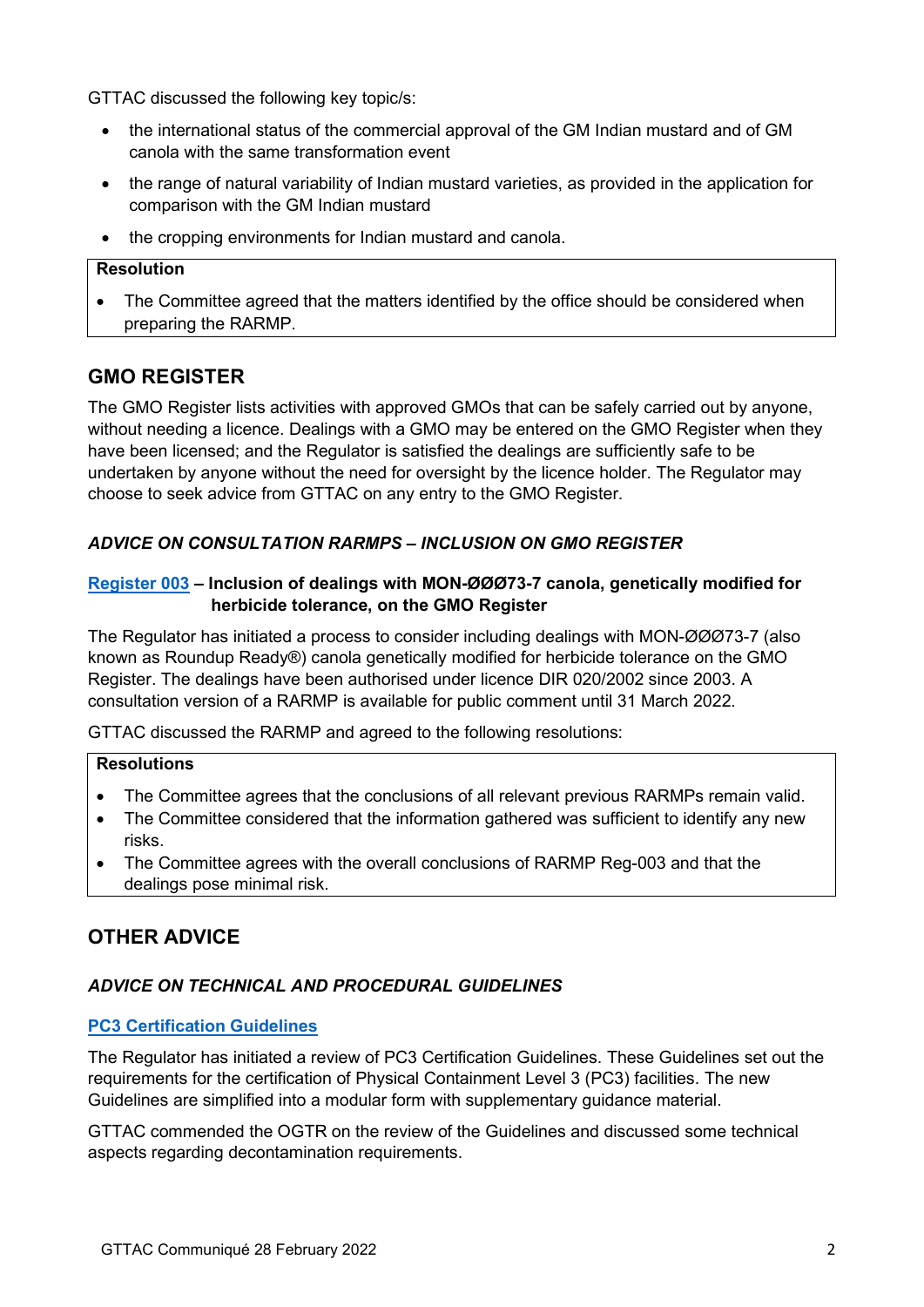GTTAC discussed the following key topic/s:

- the international status of the commercial approval of the GM Indian mustard and of GM canola with the same transformation event
- the range of natural variability of Indian mustard varieties, as provided in the application for comparison with the GM Indian mustard
- the cropping environments for Indian mustard and canola.

| **Resolution** |
| --- |
| • The Committee agreed that the matters identified by the office should be considered when preparing the RARMP. |

## GMO REGISTER

The GMO Register lists activities with approved GMOs that can be safely carried out by anyone, without needing a licence. Dealings with a GMO may be entered on the GMO Register when they have been licensed; and the Regulator is satisfied the dealings are sufficiently safe to be undertaken by anyone without the need for oversight by the licence holder. The Regulator may choose to seek advice from GTTAC on any entry to the GMO Register.

### *ADVICE ON CONSULTATION RARMPS – INCLUSION ON GMO REGISTER*

**Register 003 – Inclusion of dealings with MON-ØØØ73-7 canola, genetically modified for herbicide tolerance, on the GMO Register**

The Regulator has initiated a process to consider including dealings with MON-ØØØ73-7 (also known as Roundup Ready®) canola genetically modified for herbicide tolerance on the GMO Register. The dealings have been authorised under licence DIR 020/2002 since 2003. A consultation version of a RARMP is available for public comment until 31 March 2022.

GTTAC discussed the RARMP and agreed to the following resolutions:

| **Resolutions** |
| --- |
| • The Committee agrees that the conclusions of all relevant previous RARMPs remain valid.<br>• The Committee considered that the information gathered was sufficient to identify any new risks.<br>• The Committee agrees with the overall conclusions of RARMP Reg-003 and that the dealings pose minimal risk. |

## OTHER ADVICE

### *ADVICE ON TECHNICAL AND PROCEDURAL GUIDELINES*

**PC3 Certification Guidelines**

The Regulator has initiated a review of PC3 Certification Guidelines. These Guidelines set out the requirements for the certification of Physical Containment Level 3 (PC3) facilities. The new Guidelines are simplified into a modular form with supplementary guidance material.

GTTAC commended the OGTR on the review of the Guidelines and discussed some technical aspects regarding decontamination requirements.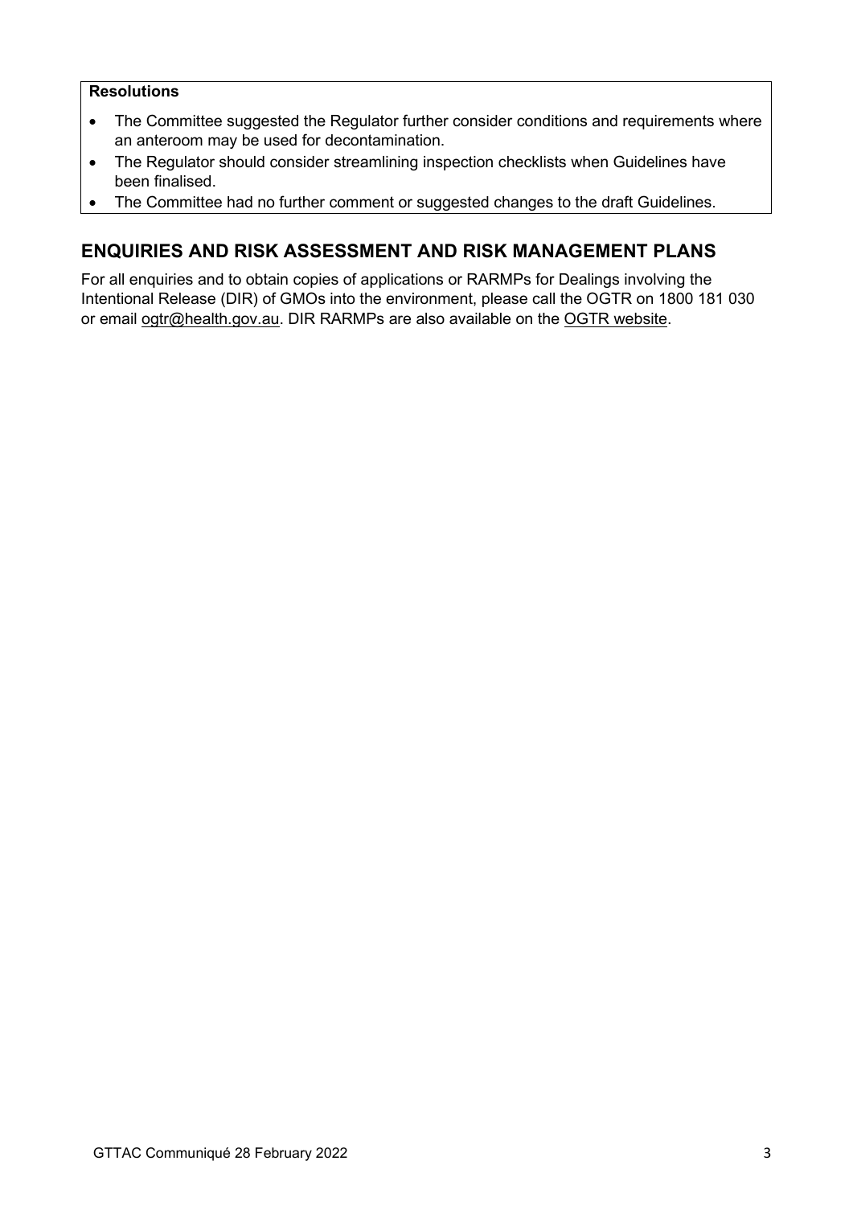**Resolutions**

- The Committee suggested the Regulator further consider conditions and requirements where an anteroom may be used for decontamination.
- The Regulator should consider streamlining inspection checklists when Guidelines have been finalised.
- The Committee had no further comment or suggested changes to the draft Guidelines.

## ENQUIRIES AND RISK ASSESSMENT AND RISK MANAGEMENT PLANS

For all enquiries and to obtain copies of applications or RARMPs for Dealings involving the Intentional Release (DIR) of GMOs into the environment, please call the OGTR on 1800 181 030 or email ogtr@health.gov.au. DIR RARMPs are also available on the OGTR website.